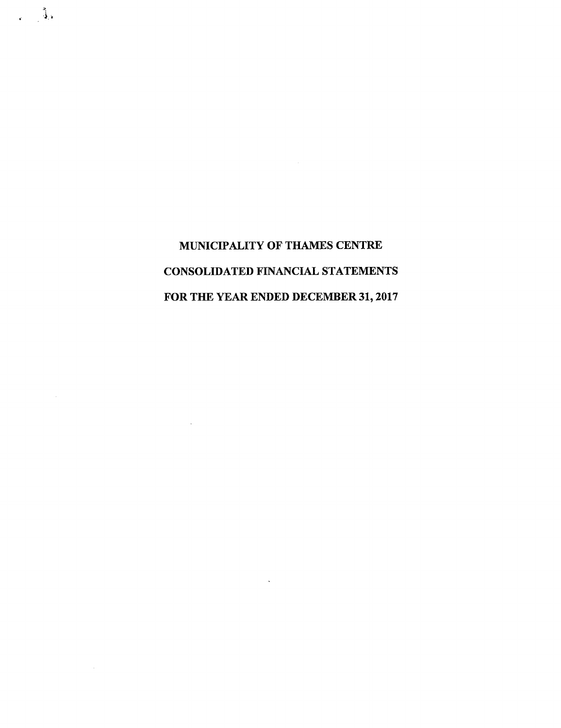# MUNICIPALITY OF THAMES CENTRE

# CONSOLIDATED FINANCIAL STATEMENTS

# FOR THE YEAR ENDED DECEMBER 31, 2017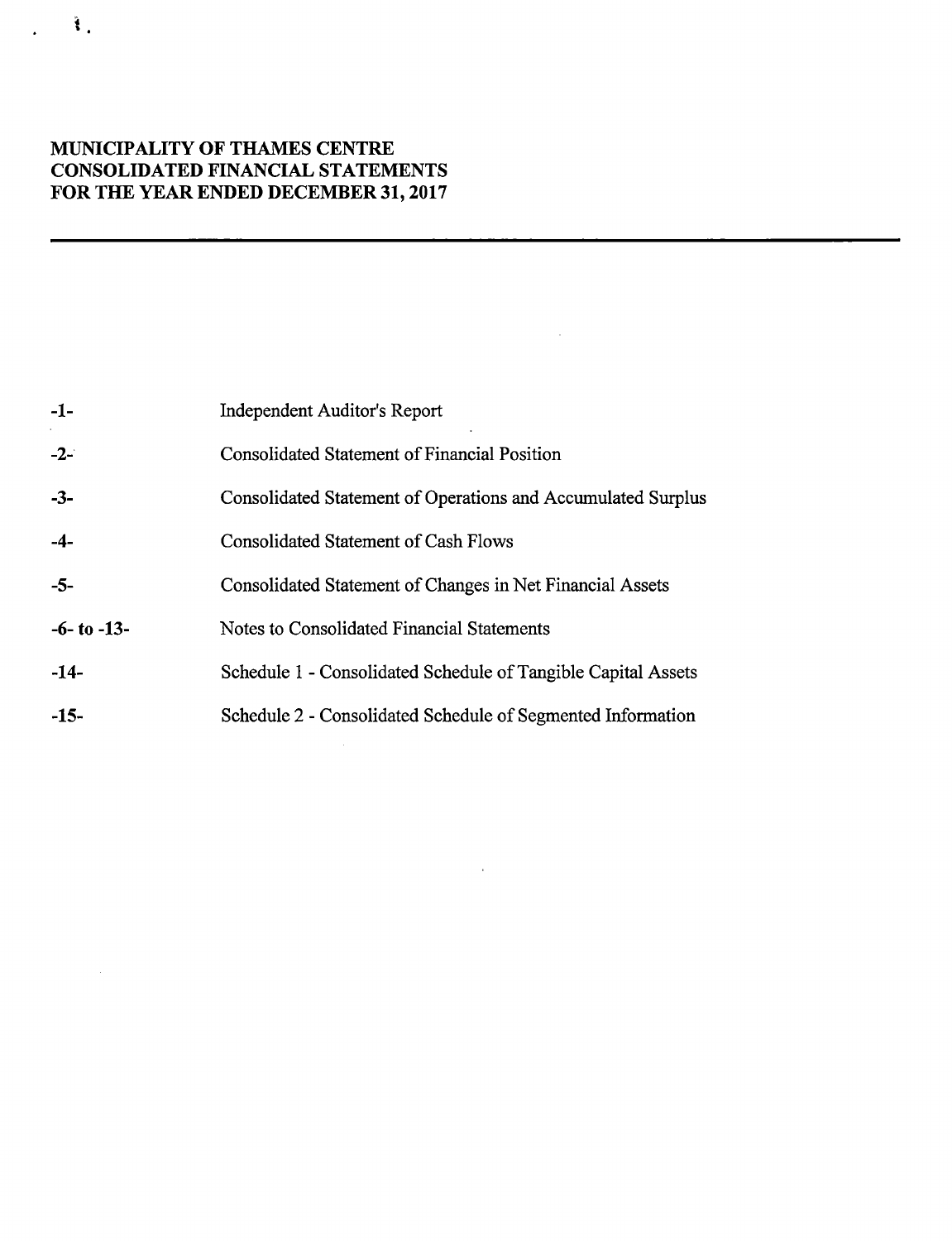**MUNICIPALITY OF THAMES CENTRE**
**CONSOLIDATED FINANCIAL STATEMENTS**
**FOR THE YEAR ENDED DECEMBER 31, 2017**

| | |
|---|---|
| **-1-** | Independent Auditor's Report |
| **-2-** | Consolidated Statement of Financial Position |
| **-3-** | Consolidated Statement of Operations and Accumulated Surplus |
| **-4-** | Consolidated Statement of Cash Flows |
| **-5-** | Consolidated Statement of Changes in Net Financial Assets |
| **-6- to -13-** | Notes to Consolidated Financial Statements |
| **-14-** | Schedule 1 - Consolidated Schedule of Tangible Capital Assets |
| **-15-** | Schedule 2 - Consolidated Schedule of Segmented Information |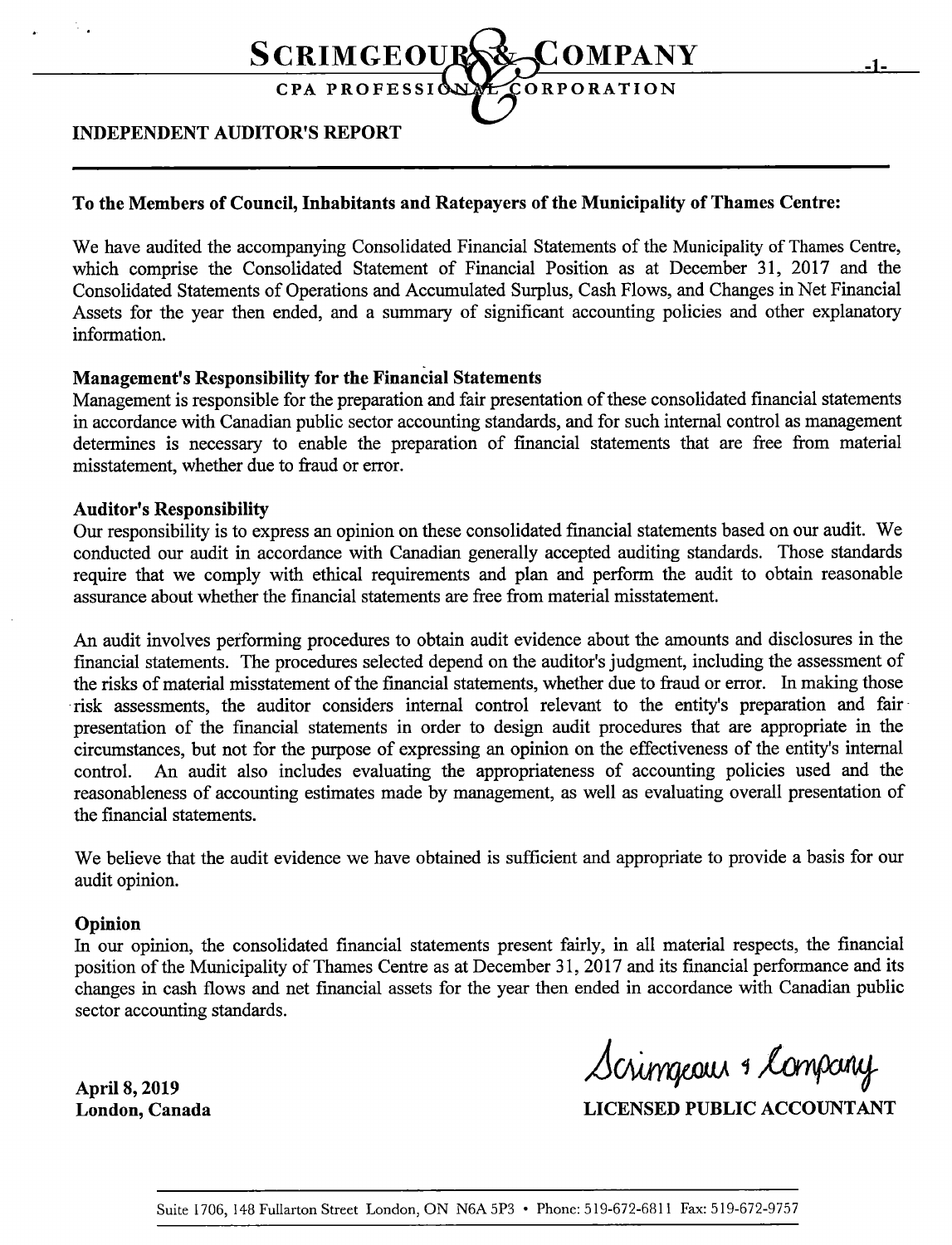# SCRIMGEOUR & COMPANY

CPA PROFESSIONAL CORPORATION

## INDEPENDENT AUDITOR'S REPORT

**To the Members of Council, Inhabitants and Ratepayers of the Municipality of Thames Centre:**

We have audited the accompanying Consolidated Financial Statements of the Municipality of Thames Centre, which comprise the Consolidated Statement of Financial Position as at December 31, 2017 and the Consolidated Statements of Operations and Accumulated Surplus, Cash Flows, and Changes in Net Financial Assets for the year then ended, and a summary of significant accounting policies and other explanatory information.

**Management's Responsibility for the Financial Statements**

Management is responsible for the preparation and fair presentation of these consolidated financial statements in accordance with Canadian public sector accounting standards, and for such internal control as management determines is necessary to enable the preparation of financial statements that are free from material misstatement, whether due to fraud or error.

**Auditor's Responsibility**

Our responsibility is to express an opinion on these consolidated financial statements based on our audit. We conducted our audit in accordance with Canadian generally accepted auditing standards. Those standards require that we comply with ethical requirements and plan and perform the audit to obtain reasonable assurance about whether the financial statements are free from material misstatement.

An audit involves performing procedures to obtain audit evidence about the amounts and disclosures in the financial statements. The procedures selected depend on the auditor's judgment, including the assessment of the risks of material misstatement of the financial statements, whether due to fraud or error. In making those risk assessments, the auditor considers internal control relevant to the entity's preparation and fair presentation of the financial statements in order to design audit procedures that are appropriate in the circumstances, but not for the purpose of expressing an opinion on the effectiveness of the entity's internal control. An audit also includes evaluating the appropriateness of accounting policies used and the reasonableness of accounting estimates made by management, as well as evaluating overall presentation of the financial statements.

We believe that the audit evidence we have obtained is sufficient and appropriate to provide a basis for our audit opinion.

**Opinion**

In our opinion, the consolidated financial statements present fairly, in all material respects, the financial position of the Municipality of Thames Centre as at December 31, 2017 and its financial performance and its changes in cash flows and net financial assets for the year then ended in accordance with Canadian public sector accounting standards.

**April 8, 2019**
**London, Canada**

Scrimgeour & Company
**LICENSED PUBLIC ACCOUNTANT**

Suite 1706, 148 Fullarton Street London, ON N6A 5P3 • Phone: 519-672-6811 Fax: 519-672-9757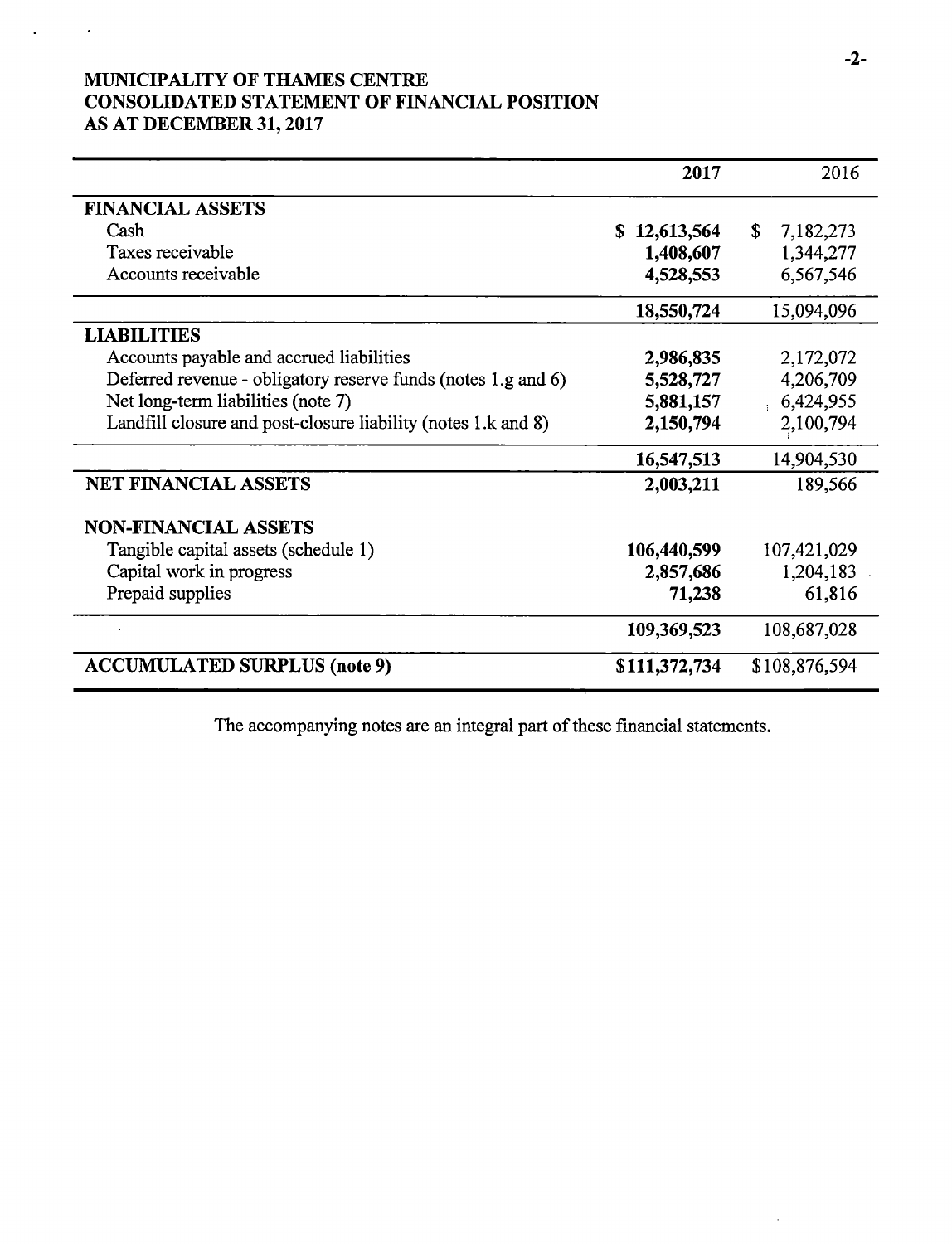# MUNICIPALITY OF THAMES CENTRE
# CONSOLIDATED STATEMENT OF FINANCIAL POSITION
# AS AT DECEMBER 31, 2017

| | 2017 | 2016 |
|---|---:|---:|
| **FINANCIAL ASSETS** | | |
| Cash | **$ 12,613,564** | $ 7,182,273 |
| Taxes receivable | **1,408,607** | 1,344,277 |
| Accounts receivable | **4,528,553** | 6,567,546 |
| | **18,550,724** | 15,094,096 |
| **LIABILITIES** | | |
| Accounts payable and accrued liabilities | **2,986,835** | 2,172,072 |
| Deferred revenue - obligatory reserve funds (notes 1.g and 6) | **5,528,727** | 4,206,709 |
| Net long-term liabilities (note 7) | **5,881,157** | 6,424,955 |
| Landfill closure and post-closure liability (notes 1.k and 8) | **2,150,794** | 2,100,794 |
| | **16,547,513** | 14,904,530 |
| **NET FINANCIAL ASSETS** | **2,003,211** | 189,566 |
| **NON-FINANCIAL ASSETS** | | |
| Tangible capital assets (schedule 1) | **106,440,599** | 107,421,029 |
| Capital work in progress | **2,857,686** | 1,204,183 |
| Prepaid supplies | **71,238** | 61,816 |
| | **109,369,523** | 108,687,028 |
| **ACCUMULATED SURPLUS (note 9)** | **$111,372,734** | $108,876,594 |

The accompanying notes are an integral part of these financial statements.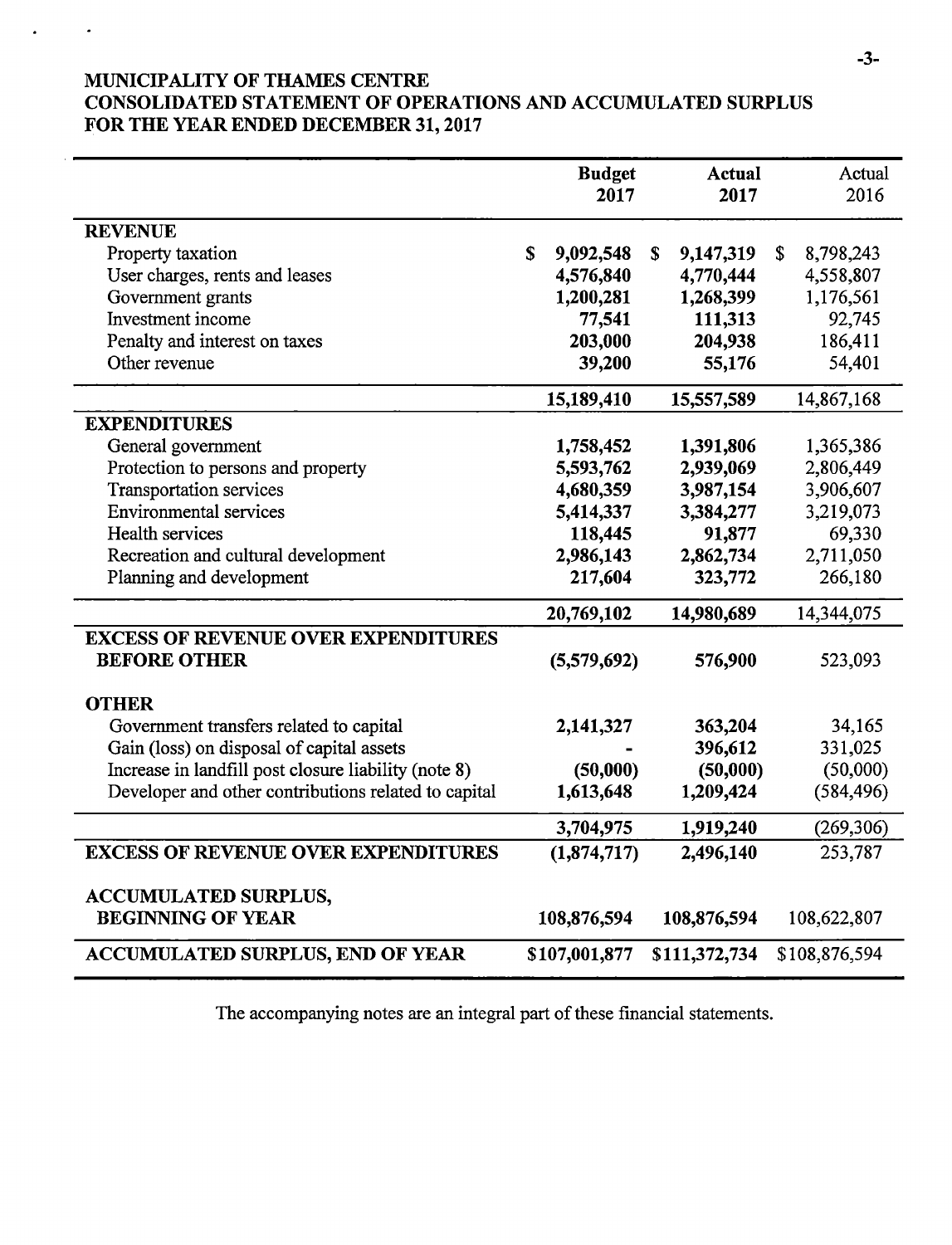# MUNICIPALITY OF THAMES CENTRE
## CONSOLIDATED STATEMENT OF OPERATIONS AND ACCUMULATED SURPLUS
## FOR THE YEAR ENDED DECEMBER 31, 2017

| | **Budget 2017** | **Actual 2017** | Actual 2016 |
|---|---|---|---|
| **REVENUE** | | | |
| Property taxation | $ 9,092,548 | $ 9,147,319 | $ 8,798,243 |
| User charges, rents and leases | 4,576,840 | 4,770,444 | 4,558,807 |
| Government grants | 1,200,281 | 1,268,399 | 1,176,561 |
| Investment income | 77,541 | 111,313 | 92,745 |
| Penalty and interest on taxes | 203,000 | 204,938 | 186,411 |
| Other revenue | 39,200 | 55,176 | 54,401 |
| | 15,189,410 | 15,557,589 | 14,867,168 |
| **EXPENDITURES** | | | |
| General government | 1,758,452 | 1,391,806 | 1,365,386 |
| Protection to persons and property | 5,593,762 | 2,939,069 | 2,806,449 |
| Transportation services | 4,680,359 | 3,987,154 | 3,906,607 |
| Environmental services | 5,414,337 | 3,384,277 | 3,219,073 |
| Health services | 118,445 | 91,877 | 69,330 |
| Recreation and cultural development | 2,986,143 | 2,862,734 | 2,711,050 |
| Planning and development | 217,604 | 323,772 | 266,180 |
| | 20,769,102 | 14,980,689 | 14,344,075 |
| **EXCESS OF REVENUE OVER EXPENDITURES BEFORE OTHER** | (5,579,692) | 576,900 | 523,093 |
| **OTHER** | | | |
| Government transfers related to capital | 2,141,327 | 363,204 | 34,165 |
| Gain (loss) on disposal of capital assets | - | 396,612 | 331,025 |
| Increase in landfill post closure liability (note 8) | (50,000) | (50,000) | (50,000) |
| Developer and other contributions related to capital | 1,613,648 | 1,209,424 | (584,496) |
| | 3,704,975 | 1,919,240 | (269,306) |
| **EXCESS OF REVENUE OVER EXPENDITURES** | (1,874,717) | 2,496,140 | 253,787 |
| **ACCUMULATED SURPLUS, BEGINNING OF YEAR** | 108,876,594 | 108,876,594 | 108,622,807 |
| **ACCUMULATED SURPLUS, END OF YEAR** | $107,001,877 | $111,372,734 | $108,876,594 |

The accompanying notes are an integral part of these financial statements.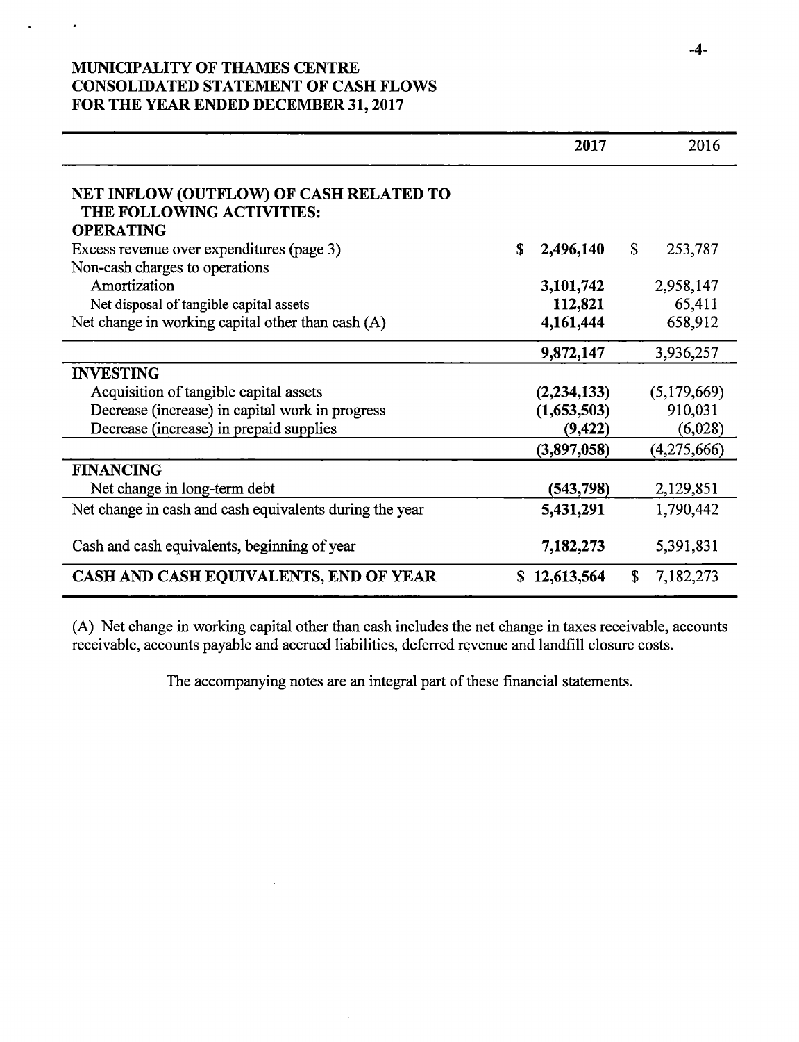# MUNICIPALITY OF THAMES CENTRE
# CONSOLIDATED STATEMENT OF CASH FLOWS
# FOR THE YEAR ENDED DECEMBER 31, 2017

| | **2017** | 2016 |
|---|---|---|
| **NET INFLOW (OUTFLOW) OF CASH RELATED TO THE FOLLOWING ACTIVITIES:** | | |
| **OPERATING** | | |
| Excess revenue over expenditures (page 3) | **$ 2,496,140** | $ 253,787 |
| Non-cash charges to operations | | |
| Amortization | **3,101,742** | 2,958,147 |
| Net disposal of tangible capital assets | **112,821** | 65,411 |
| Net change in working capital other than cash (A) | **4,161,444** | 658,912 |
| | **9,872,147** | 3,936,257 |
| **INVESTING** | | |
| Acquisition of tangible capital assets | **(2,234,133)** | (5,179,669) |
| Decrease (increase) in capital work in progress | **(1,653,503)** | 910,031 |
| Decrease (increase) in prepaid supplies | **(9,422)** | (6,028) |
| | **(3,897,058)** | (4,275,666) |
| **FINANCING** | | |
| Net change in long-term debt | **(543,798)** | 2,129,851 |
| Net change in cash and cash equivalents during the year | **5,431,291** | 1,790,442 |
| Cash and cash equivalents, beginning of year | **7,182,273** | 5,391,831 |
| **CASH AND CASH EQUIVALENTS, END OF YEAR** | **$ 12,613,564** | $ 7,182,273 |

(A) Net change in working capital other than cash includes the net change in taxes receivable, accounts receivable, accounts payable and accrued liabilities, deferred revenue and landfill closure costs.

The accompanying notes are an integral part of these financial statements.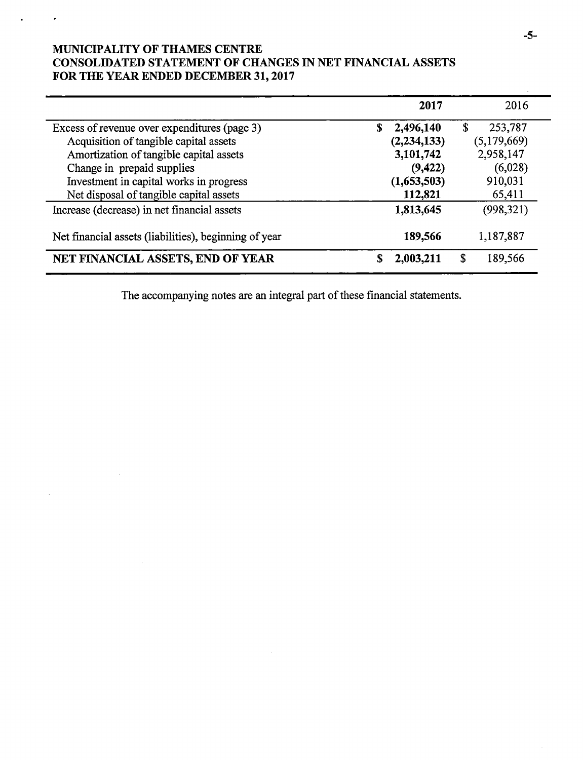**MUNICIPALITY OF THAMES CENTRE**
**CONSOLIDATED STATEMENT OF CHANGES IN NET FINANCIAL ASSETS**
**FOR THE YEAR ENDED DECEMBER 31, 2017**

| | 2017 | 2016 |
|---|---|---|
| Excess of revenue over expenditures (page 3) | $ 2,496,140 | $ 253,787 |
| Acquisition of tangible capital assets | (2,234,133) | (5,179,669) |
| Amortization of tangible capital assets | 3,101,742 | 2,958,147 |
| Change in prepaid supplies | (9,422) | (6,028) |
| Investment in capital works in progress | (1,653,503) | 910,031 |
| Net disposal of tangible capital assets | 112,821 | 65,411 |
| Increase (decrease) in net financial assets | 1,813,645 | (998,321) |
| Net financial assets (liabilities), beginning of year | 189,566 | 1,187,887 |
| **NET FINANCIAL ASSETS, END OF YEAR** | **$ 2,003,211** | **$ 189,566** |

The accompanying notes are an integral part of these financial statements.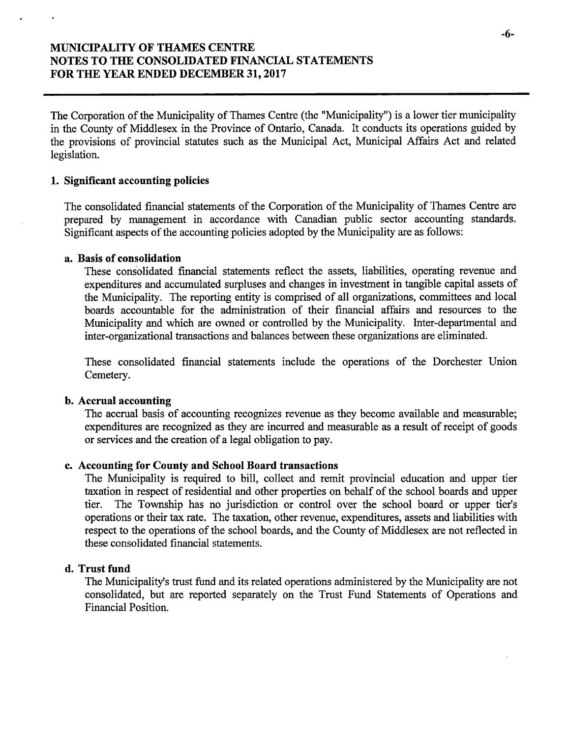The Corporation of the Municipality of Thames Centre (the "Municipality") is a lower tier municipality in the County of Middlesex in the Province of Ontario, Canada. It conducts its operations guided by the provisions of provincial statutes such as the Municipal Act, Municipal Affairs Act and related legislation.

## 1. Significant accounting policies

The consolidated financial statements of the Corporation of the Municipality of Thames Centre are prepared by management in accordance with Canadian public sector accounting standards. Significant aspects of the accounting policies adopted by the Municipality are as follows:

### a. Basis of consolidation

These consolidated financial statements reflect the assets, liabilities, operating revenue and expenditures and accumulated surpluses and changes in investment in tangible capital assets of the Municipality. The reporting entity is comprised of all organizations, committees and local boards accountable for the administration of their financial affairs and resources to the Municipality and which are owned or controlled by the Municipality. Inter-departmental and inter-organizational transactions and balances between these organizations are eliminated.

These consolidated financial statements include the operations of the Dorchester Union Cemetery.

### b. Accrual accounting

The accrual basis of accounting recognizes revenue as they become available and measurable; expenditures are recognized as they are incurred and measurable as a result of receipt of goods or services and the creation of a legal obligation to pay.

### c. Accounting for County and School Board transactions

The Municipality is required to bill, collect and remit provincial education and upper tier taxation in respect of residential and other properties on behalf of the school boards and upper tier. The Township has no jurisdiction or control over the school board or upper tier's operations or their tax rate. The taxation, other revenue, expenditures, assets and liabilities with respect to the operations of the school boards, and the County of Middlesex are not reflected in these consolidated financial statements.

### d. Trust fund

The Municipality's trust fund and its related operations administered by the Municipality are not consolidated, but are reported separately on the Trust Fund Statements of Operations and Financial Position.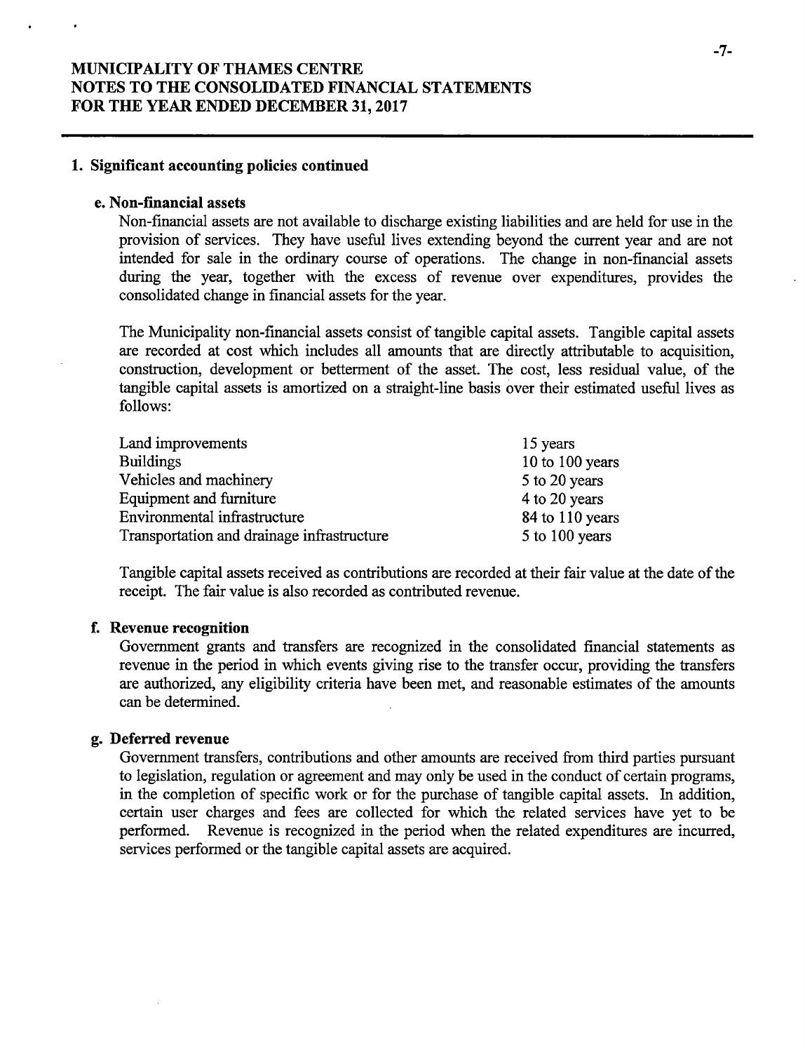# MUNICIPALITY OF THAMES CENTRE
# NOTES TO THE CONSOLIDATED FINANCIAL STATEMENTS
# FOR THE YEAR ENDED DECEMBER 31, 2017

## 1. Significant accounting policies continued

### e. Non-financial assets

Non-financial assets are not available to discharge existing liabilities and are held for use in the provision of services. They have useful lives extending beyond the current year and are not intended for sale in the ordinary course of operations. The change in non-financial assets during the year, together with the excess of revenue over expenditures, provides the consolidated change in financial assets for the year.

The Municipality non-financial assets consist of tangible capital assets. Tangible capital assets are recorded at cost which includes all amounts that are directly attributable to acquisition, construction, development or betterment of the asset. The cost, less residual value, of the tangible capital assets is amortized on a straight-line basis over their estimated useful lives as follows:

| | |
|---|---|
| Land improvements | 15 years |
| Buildings | 10 to 100 years |
| Vehicles and machinery | 5 to 20 years |
| Equipment and furniture | 4 to 20 years |
| Environmental infrastructure | 84 to 110 years |
| Transportation and drainage infrastructure | 5 to 100 years |

Tangible capital assets received as contributions are recorded at their fair value at the date of the receipt. The fair value is also recorded as contributed revenue.

### f. Revenue recognition

Government grants and transfers are recognized in the consolidated financial statements as revenue in the period in which events giving rise to the transfer occur, providing the transfers are authorized, any eligibility criteria have been met, and reasonable estimates of the amounts can be determined.

### g. Deferred revenue

Government transfers, contributions and other amounts are received from third parties pursuant to legislation, regulation or agreement and may only be used in the conduct of certain programs, in the completion of specific work or for the purchase of tangible capital assets. In addition, certain user charges and fees are collected for which the related services have yet to be performed. Revenue is recognized in the period when the related expenditures are incurred, services performed or the tangible capital assets are acquired.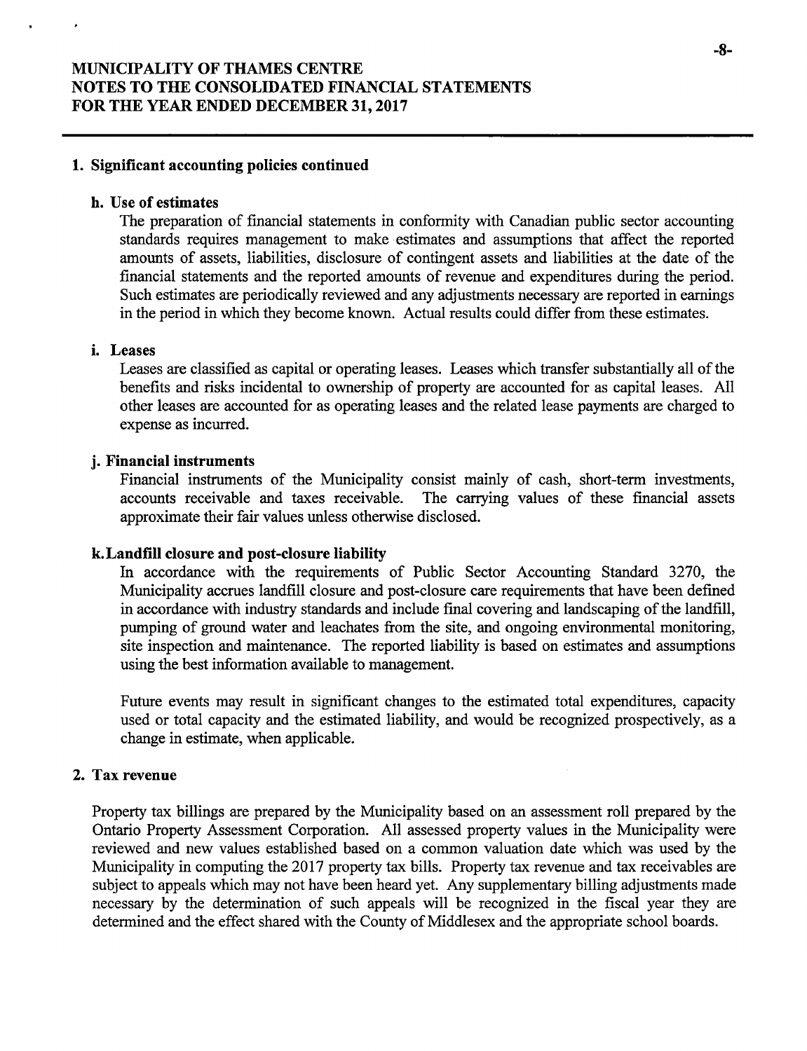# MUNICIPALITY OF THAMES CENTRE
# NOTES TO THE CONSOLIDATED FINANCIAL STATEMENTS
# FOR THE YEAR ENDED DECEMBER 31, 2017

## 1. Significant accounting policies continued

### h. Use of estimates

The preparation of financial statements in conformity with Canadian public sector accounting standards requires management to make estimates and assumptions that affect the reported amounts of assets, liabilities, disclosure of contingent assets and liabilities at the date of the financial statements and the reported amounts of revenue and expenditures during the period. Such estimates are periodically reviewed and any adjustments necessary are reported in earnings in the period in which they become known. Actual results could differ from these estimates.

### i. Leases

Leases are classified as capital or operating leases. Leases which transfer substantially all of the benefits and risks incidental to ownership of property are accounted for as capital leases. All other leases are accounted for as operating leases and the related lease payments are charged to expense as incurred.

### j. Financial instruments

Financial instruments of the Municipality consist mainly of cash, short-term investments, accounts receivable and taxes receivable. The carrying values of these financial assets approximate their fair values unless otherwise disclosed.

### k. Landfill closure and post-closure liability

In accordance with the requirements of Public Sector Accounting Standard 3270, the Municipality accrues landfill closure and post-closure care requirements that have been defined in accordance with industry standards and include final covering and landscaping of the landfill, pumping of ground water and leachates from the site, and ongoing environmental monitoring, site inspection and maintenance. The reported liability is based on estimates and assumptions using the best information available to management.

Future events may result in significant changes to the estimated total expenditures, capacity used or total capacity and the estimated liability, and would be recognized prospectively, as a change in estimate, when applicable.

## 2. Tax revenue

Property tax billings are prepared by the Municipality based on an assessment roll prepared by the Ontario Property Assessment Corporation. All assessed property values in the Municipality were reviewed and new values established based on a common valuation date which was used by the Municipality in computing the 2017 property tax bills. Property tax revenue and tax receivables are subject to appeals which may not have been heard yet. Any supplementary billing adjustments made necessary by the determination of such appeals will be recognized in the fiscal year they are determined and the effect shared with the County of Middlesex and the appropriate school boards.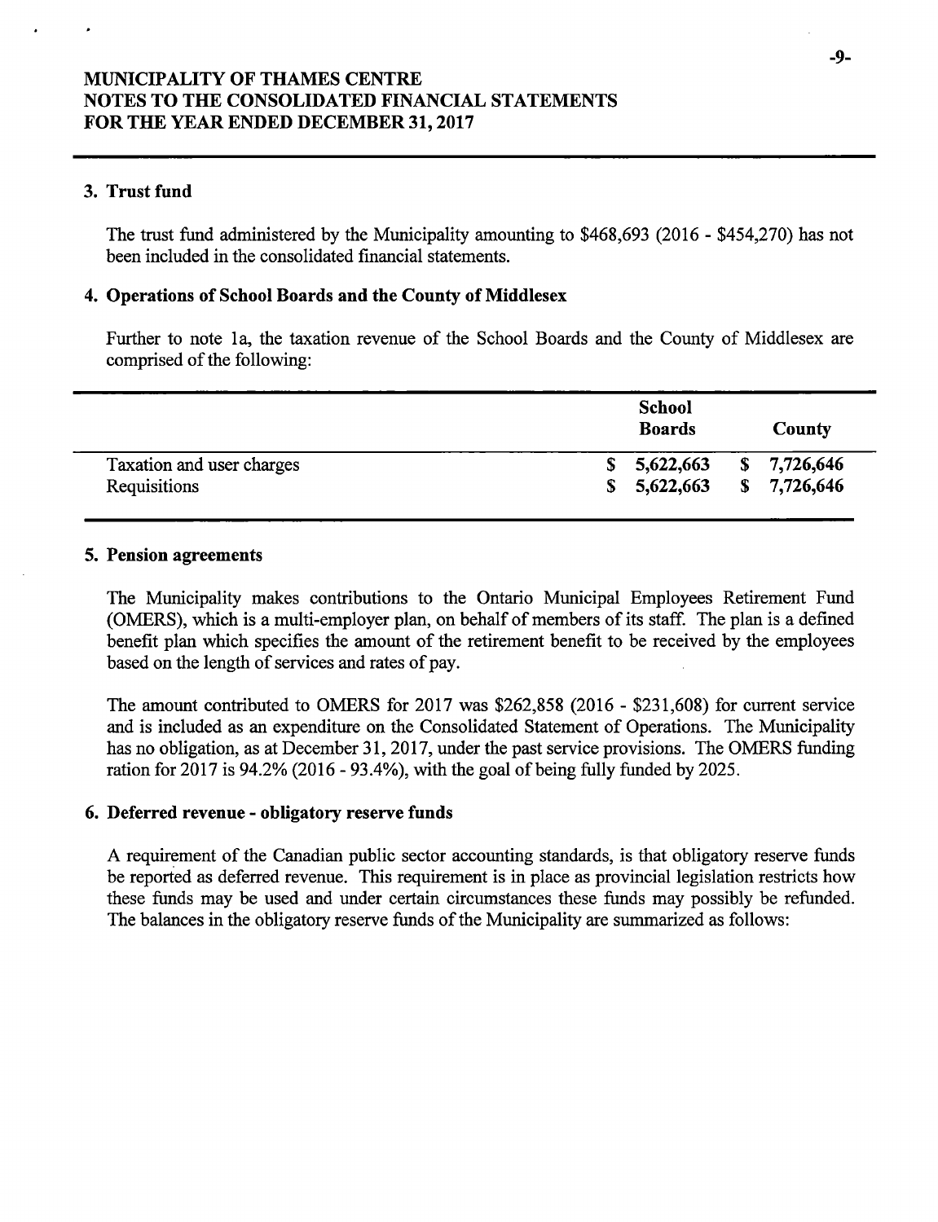# MUNICIPALITY OF THAMES CENTRE
# NOTES TO THE CONSOLIDATED FINANCIAL STATEMENTS
# FOR THE YEAR ENDED DECEMBER 31, 2017

## 3. Trust fund

The trust fund administered by the Municipality amounting to $468,693 (2016 - $454,270) has not been included in the consolidated financial statements.

## 4. Operations of School Boards and the County of Middlesex

Further to note 1a, the taxation revenue of the School Boards and the County of Middlesex are comprised of the following:

| | School Boards | County |
|---|---|---|
| Taxation and user charges | $ 5,622,663 | $ 7,726,646 |
| Requisitions | $ 5,622,663 | $ 7,726,646 |

## 5. Pension agreements

The Municipality makes contributions to the Ontario Municipal Employees Retirement Fund (OMERS), which is a multi-employer plan, on behalf of members of its staff. The plan is a defined benefit plan which specifies the amount of the retirement benefit to be received by the employees based on the length of services and rates of pay.

The amount contributed to OMERS for 2017 was $262,858 (2016 - $231,608) for current service and is included as an expenditure on the Consolidated Statement of Operations. The Municipality has no obligation, as at December 31, 2017, under the past service provisions. The OMERS funding ration for 2017 is 94.2% (2016 - 93.4%), with the goal of being fully funded by 2025.

## 6. Deferred revenue - obligatory reserve funds

A requirement of the Canadian public sector accounting standards, is that obligatory reserve funds be reported as deferred revenue. This requirement is in place as provincial legislation restricts how these funds may be used and under certain circumstances these funds may possibly be refunded. The balances in the obligatory reserve funds of the Municipality are summarized as follows: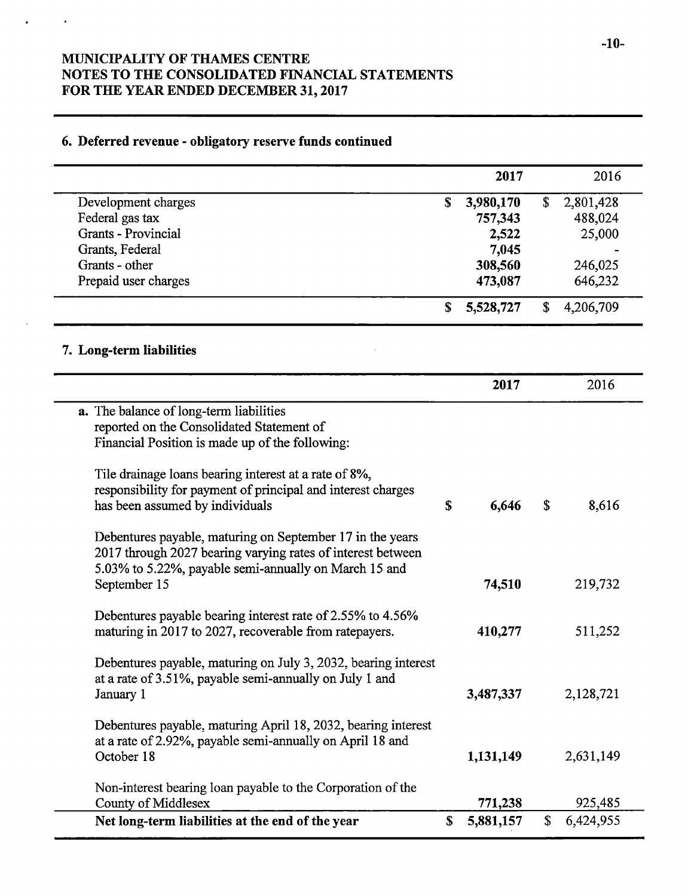MUNICIPALITY OF THAMES CENTRE
NOTES TO THE CONSOLIDATED FINANCIAL STATEMENTS
FOR THE YEAR ENDED DECEMBER 31, 2017

## 6. Deferred revenue - obligatory reserve funds continued

| | 2017 | 2016 |
|---|---|---|
| Development charges | **$ 3,980,170** | $ 2,801,428 |
| Federal gas tax | **757,343** | 488,024 |
| Grants - Provincial | **2,522** | 25,000 |
| Grants, Federal | **7,045** | - |
| Grants - other | **308,560** | 246,025 |
| Prepaid user charges | **473,087** | 646,232 |
| | **$ 5,528,727** | $ 4,206,709 |

## 7. Long-term liabilities

| | 2017 | 2016 |
|---|---|---|
| **a.** The balance of long-term liabilities reported on the Consolidated Statement of Financial Position is made up of the following: | | |
| Tile drainage loans bearing interest at a rate of 8%, responsibility for payment of principal and interest charges has been assumed by individuals | **$ 6,646** | $ 8,616 |
| Debentures payable, maturing on September 17 in the years 2017 through 2027 bearing varying rates of interest between 5.03% to 5.22%, payable semi-annually on March 15 and September 15 | **74,510** | 219,732 |
| Debentures payable bearing interest rate of 2.55% to 4.56% maturing in 2017 to 2027, recoverable from ratepayers. | **410,277** | 511,252 |
| Debentures payable, maturing on July 3, 2032, bearing interest at a rate of 3.51%, payable semi-annually on July 1 and January 1 | **3,487,337** | 2,128,721 |
| Debentures payable, maturing April 18, 2032, bearing interest at a rate of 2.92%, payable semi-annually on April 18 and October 18 | **1,131,149** | 2,631,149 |
| Non-interest bearing loan payable to the Corporation of the County of Middlesex | **771,238** | 925,485 |
| **Net long-term liabilities at the end of the year** | **$ 5,881,157** | $ 6,424,955 |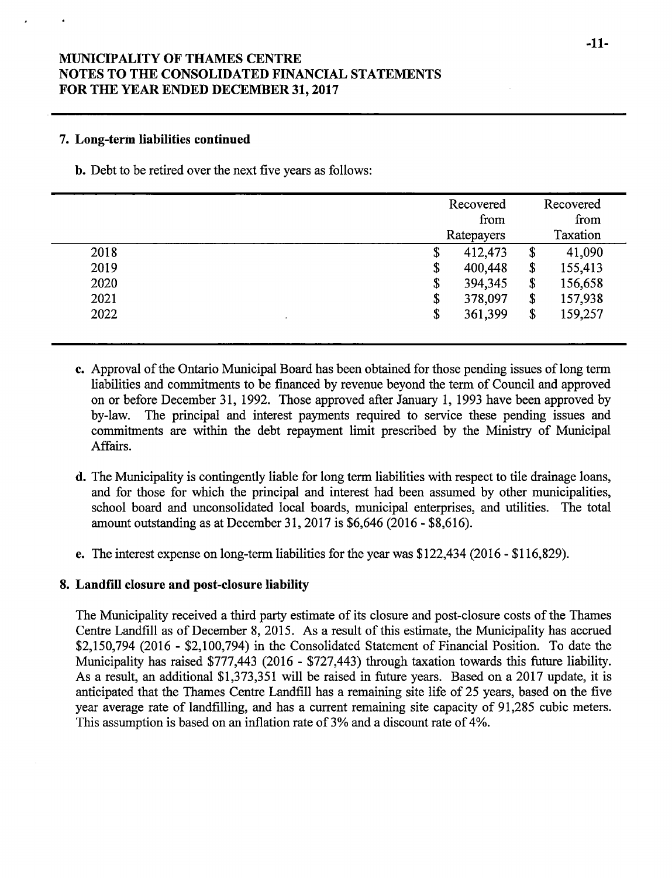# MUNICIPALITY OF THAMES CENTRE
# NOTES TO THE CONSOLIDATED FINANCIAL STATEMENTS
# FOR THE YEAR ENDED DECEMBER 31, 2017

## 7. Long-term liabilities continued

**b.** Debt to be retired over the next five years as follows:

| | Recovered from Ratepayers | Recovered from Taxation |
|---|---|---|
| 2018 | $ 412,473 | $ 41,090 |
| 2019 | $ 400,448 | $ 155,413 |
| 2020 | $ 394,345 | $ 156,658 |
| 2021 | $ 378,097 | $ 157,938 |
| 2022 | $ 361,399 | $ 159,257 |

**c.** Approval of the Ontario Municipal Board has been obtained for those pending issues of long term liabilities and commitments to be financed by revenue beyond the term of Council and approved on or before December 31, 1992. Those approved after January 1, 1993 have been approved by by-law. The principal and interest payments required to service these pending issues and commitments are within the debt repayment limit prescribed by the Ministry of Municipal Affairs.

**d.** The Municipality is contingently liable for long term liabilities with respect to tile drainage loans, and for those for which the principal and interest had been assumed by other municipalities, school board and unconsolidated local boards, municipal enterprises, and utilities. The total amount outstanding as at December 31, 2017 is $6,646 (2016 - $8,616).

**e.** The interest expense on long-term liabilities for the year was $122,434 (2016 - $116,829).

## 8. Landfill closure and post-closure liability

The Municipality received a third party estimate of its closure and post-closure costs of the Thames Centre Landfill as of December 8, 2015. As a result of this estimate, the Municipality has accrued $2,150,794 (2016 - $2,100,794) in the Consolidated Statement of Financial Position. To date the Municipality has raised $777,443 (2016 - $727,443) through taxation towards this future liability. As a result, an additional $1,373,351 will be raised in future years. Based on a 2017 update, it is anticipated that the Thames Centre Landfill has a remaining site life of 25 years, based on the five year average rate of landfilling, and has a current remaining site capacity of 91,285 cubic meters. This assumption is based on an inflation rate of 3% and a discount rate of 4%.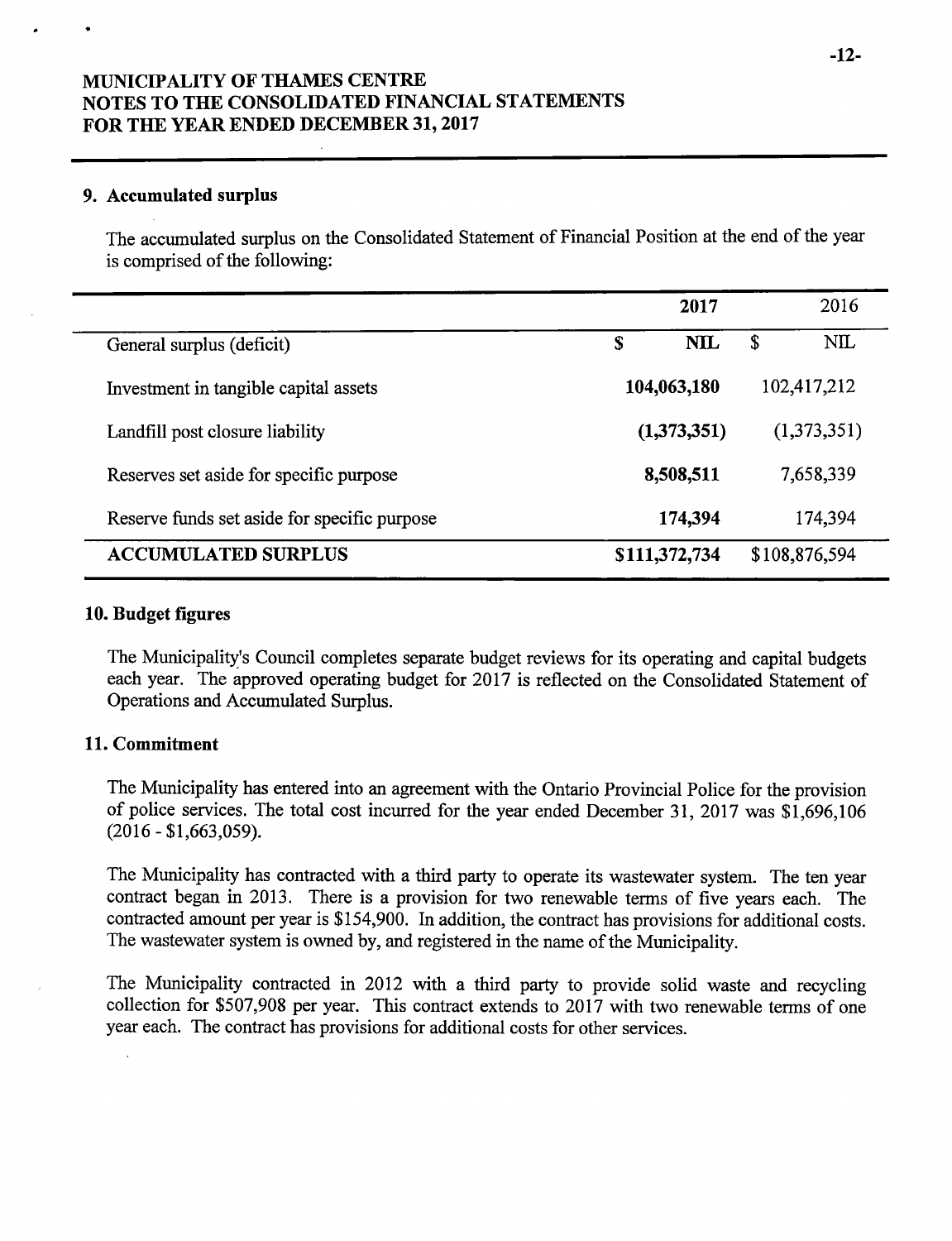# MUNICIPALITY OF THAMES CENTRE
# NOTES TO THE CONSOLIDATED FINANCIAL STATEMENTS
# FOR THE YEAR ENDED DECEMBER 31, 2017

## 9. Accumulated surplus

The accumulated surplus on the Consolidated Statement of Financial Position at the end of the year is comprised of the following:

| | 2017 | 2016 |
|---|---|---|
| General surplus (deficit) | $ NIL | $ NIL |
| Investment in tangible capital assets | 104,063,180 | 102,417,212 |
| Landfill post closure liability | (1,373,351) | (1,373,351) |
| Reserves set aside for specific purpose | 8,508,511 | 7,658,339 |
| Reserve funds set aside for specific purpose | 174,394 | 174,394 |
| **ACCUMULATED SURPLUS** | **$111,372,734** | $108,876,594 |

## 10. Budget figures

The Municipality's Council completes separate budget reviews for its operating and capital budgets each year. The approved operating budget for 2017 is reflected on the Consolidated Statement of Operations and Accumulated Surplus.

## 11. Commitment

The Municipality has entered into an agreement with the Ontario Provincial Police for the provision of police services. The total cost incurred for the year ended December 31, 2017 was $1,696,106 (2016 - $1,663,059).

The Municipality has contracted with a third party to operate its wastewater system. The ten year contract began in 2013. There is a provision for two renewable terms of five years each. The contracted amount per year is $154,900. In addition, the contract has provisions for additional costs. The wastewater system is owned by, and registered in the name of the Municipality.

The Municipality contracted in 2012 with a third party to provide solid waste and recycling collection for $507,908 per year. This contract extends to 2017 with two renewable terms of one year each. The contract has provisions for additional costs for other services.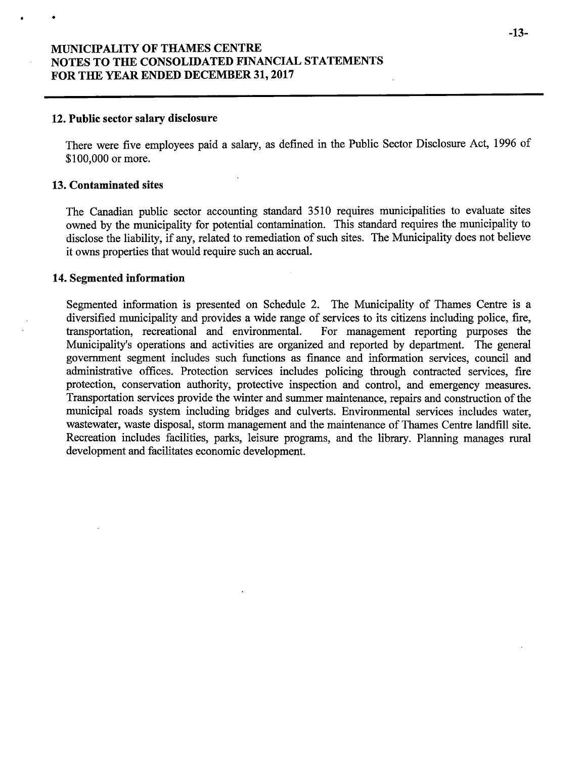## 12. Public sector salary disclosure

There were five employees paid a salary, as defined in the Public Sector Disclosure Act, 1996 of $100,000 or more.

## 13. Contaminated sites

The Canadian public sector accounting standard 3510 requires municipalities to evaluate sites owned by the municipality for potential contamination. This standard requires the municipality to disclose the liability, if any, related to remediation of such sites. The Municipality does not believe it owns properties that would require such an accrual.

## 14. Segmented information

Segmented information is presented on Schedule 2. The Municipality of Thames Centre is a diversified municipality and provides a wide range of services to its citizens including police, fire, transportation, recreational and environmental. For management reporting purposes the Municipality's operations and activities are organized and reported by department. The general government segment includes such functions as finance and information services, council and administrative offices. Protection services includes policing through contracted services, fire protection, conservation authority, protective inspection and control, and emergency measures. Transportation services provide the winter and summer maintenance, repairs and construction of the municipal roads system including bridges and culverts. Environmental services includes water, wastewater, waste disposal, storm management and the maintenance of Thames Centre landfill site. Recreation includes facilities, parks, leisure programs, and the library. Planning manages rural development and facilitates economic development.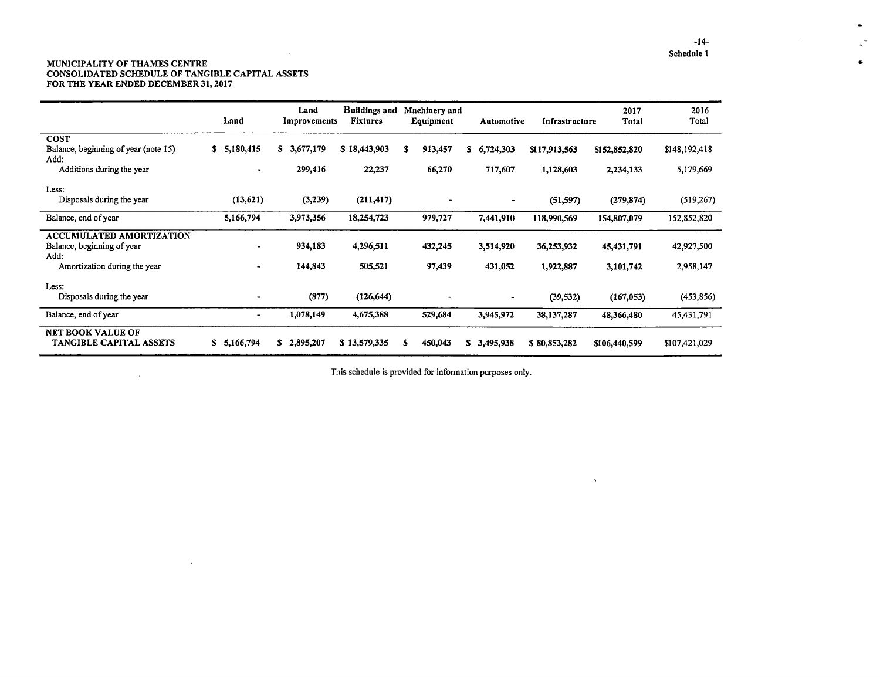Schedule 1

**MUNICIPALITY OF THAMES CENTRE**
**CONSOLIDATED SCHEDULE OF TANGIBLE CAPITAL ASSETS**
**FOR THE YEAR ENDED DECEMBER 31, 2017**

| | Land | Land Improvements | Buildings and Fixtures | Machinery and Equipment | Automotive | Infrastructure | 2017 Total | 2016 Total |
|---|---|---|---|---|---|---|---|---|
| **COST** | | | | | | | | |
| Balance, beginning of year (note 15) | $ 5,180,415 | $ 3,677,179 | $ 18,443,903 | $ 913,457 | $ 6,724,303 | $117,913,563 | $152,852,820 | $148,192,418 |
| Add: | | | | | | | | |
| Additions during the year | - | 299,416 | 22,237 | 66,270 | 717,607 | 1,128,603 | 2,234,133 | 5,179,669 |
| Less: | | | | | | | | |
| Disposals during the year | (13,621) | (3,239) | (211,417) | - | - | (51,597) | (279,874) | (519,267) |
| Balance, end of year | 5,166,794 | 3,973,356 | 18,254,723 | 979,727 | 7,441,910 | 118,990,569 | 154,807,079 | 152,852,820 |
| **ACCUMULATED AMORTIZATION** | | | | | | | | |
| Balance, beginning of year | - | 934,183 | 4,296,511 | 432,245 | 3,514,920 | 36,253,932 | 45,431,791 | 42,927,500 |
| Add: | | | | | | | | |
| Amortization during the year | - | 144,843 | 505,521 | 97,439 | 431,052 | 1,922,887 | 3,101,742 | 2,958,147 |
| Less: | | | | | | | | |
| Disposals during the year | - | (877) | (126,644) | - | - | (39,532) | (167,053) | (453,856) |
| Balance, end of year | - | 1,078,149 | 4,675,388 | 529,684 | 3,945,972 | 38,137,287 | 48,366,480 | 45,431,791 |
| **NET BOOK VALUE OF TANGIBLE CAPITAL ASSETS** | $ 5,166,794 | $ 2,895,207 | $ 13,579,335 | $ 450,043 | $ 3,495,938 | $ 80,853,282 | $106,440,599 | $107,421,029 |

This schedule is provided for information purposes only.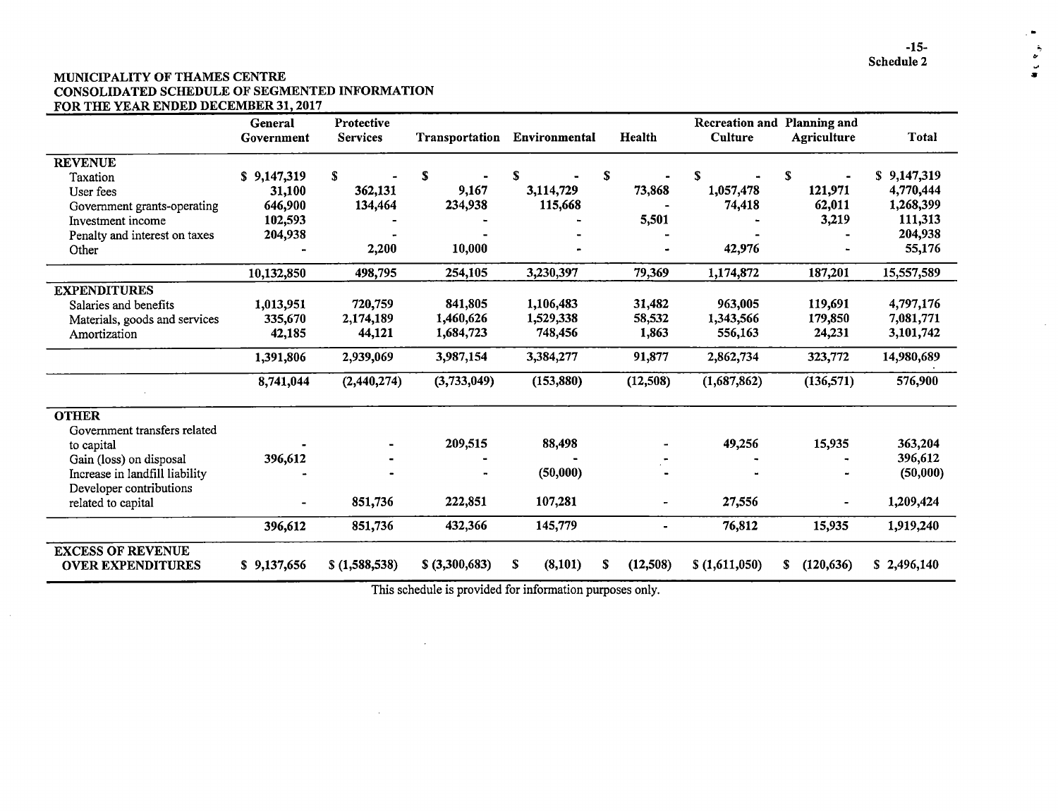Schedule 2

**MUNICIPALITY OF THAMES CENTRE**
**CONSOLIDATED SCHEDULE OF SEGMENTED INFORMATION**
**FOR THE YEAR ENDED DECEMBER 31, 2017**

| | General Government | Protective Services | Transportation | Environmental | Health | Recreation and Culture | Planning and Agriculture | Total |
|---|---|---|---|---|---|---|---|---|
| **REVENUE** | | | | | | | | |
| Taxation | $ 9,147,319 | $ - | $ - | $ - | $ - | $ - | $ - | $ 9,147,319 |
| User fees | 31,100 | 362,131 | 9,167 | 3,114,729 | 73,868 | 1,057,478 | 121,971 | 4,770,444 |
| Government grants-operating | 646,900 | 134,464 | 234,938 | 115,668 | - | 74,418 | 62,011 | 1,268,399 |
| Investment income | 102,593 | - | - | - | 5,501 | - | 3,219 | 111,313 |
| Penalty and interest on taxes | 204,938 | - | - | - | - | - | - | 204,938 |
| Other | - | 2,200 | 10,000 | - | - | 42,976 | - | 55,176 |
| | 10,132,850 | 498,795 | 254,105 | 3,230,397 | 79,369 | 1,174,872 | 187,201 | 15,557,589 |
| **EXPENDITURES** | | | | | | | | |
| Salaries and benefits | 1,013,951 | 720,759 | 841,805 | 1,106,483 | 31,482 | 963,005 | 119,691 | 4,797,176 |
| Materials, goods and services | 335,670 | 2,174,189 | 1,460,626 | 1,529,338 | 58,532 | 1,343,566 | 179,850 | 7,081,771 |
| Amortization | 42,185 | 44,121 | 1,684,723 | 748,456 | 1,863 | 556,163 | 24,231 | 3,101,742 |
| | 1,391,806 | 2,939,069 | 3,987,154 | 3,384,277 | 91,877 | 2,862,734 | 323,772 | 14,980,689 |
| | 8,741,044 | (2,440,274) | (3,733,049) | (153,880) | (12,508) | (1,687,862) | (136,571) | 576,900 |
| **OTHER** | | | | | | | | |
| Government transfers related to capital | - | - | 209,515 | 88,498 | - | 49,256 | 15,935 | 363,204 |
| Gain (loss) on disposal | 396,612 | - | - | - | - | - | - | 396,612 |
| Increase in landfill liability | - | - | - | (50,000) | - | - | - | (50,000) |
| Developer contributions related to capital | - | 851,736 | 222,851 | 107,281 | - | 27,556 | - | 1,209,424 |
| | 396,612 | 851,736 | 432,366 | 145,779 | - | 76,812 | 15,935 | 1,919,240 |
| **EXCESS OF REVENUE OVER EXPENDITURES** | $ 9,137,656 | $ (1,588,538) | $ (3,300,683) | $ (8,101) | $ (12,508) | $ (1,611,050) | $ (120,636) | $ 2,496,140 |

This schedule is provided for information purposes only.